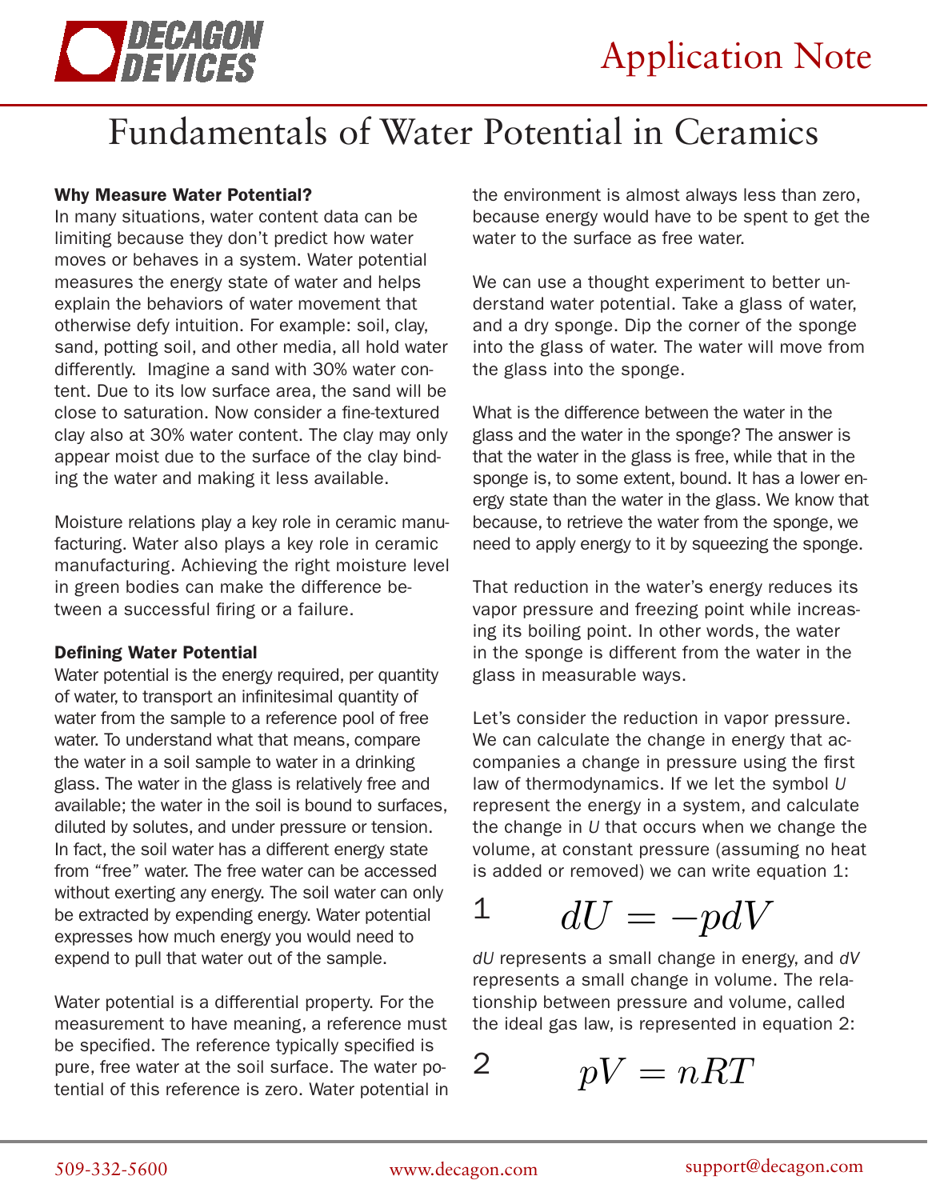# Fundamentals of Water Potential in Ceramics

**Why Measure Water Potential?**

In many situations, water content data can be limiting because they don't predict how water moves or behaves in a system. Water potential measures the energy state of water and helps explain the behaviors of water movement that otherwise defy intuition. For example: soil, clay, sand, potting soil, and other media, all hold water differently. Imagine a sand with 30% water content. Due to its low surface area, the sand will be close to saturation. Now consider a fine-textured clay also at 30% water content. The clay may only appear moist due to the surface of the clay binding the water and making it less available.

Moisture relations play a key role in ceramic manufacturing. Water also plays a key role in ceramic manufacturing. Achieving the right moisture level in green bodies can make the difference between a successful firing or a failure.

**Defining Water Potential**

Water potential is the energy required, per quantity of water, to transport an infinitesimal quantity of water from the sample to a reference pool of free water. To understand what that means, compare the water in a soil sample to water in a drinking glass. The water in the glass is relatively free and available; the water in the soil is bound to surfaces, diluted by solutes, and under pressure or tension. In fact, the soil water has a different energy state from "free" water. The free water can be accessed without exerting any energy. The soil water can only be extracted by expending energy. Water potential expresses how much energy you would need to expend to pull that water out of the sample.

Water potential is a differential property. For the measurement to have meaning, a reference must be specified. The reference typically specified is pure, free water at the soil surface. The water potential of this reference is zero. Water potential in the environment is almost always less than zero, because energy would have to be spent to get the water to the surface as free water.

We can use a thought experiment to better understand water potential. Take a glass of water, and a dry sponge. Dip the corner of the sponge into the glass of water. The water will move from the glass into the sponge.

What is the difference between the water in the glass and the water in the sponge? The answer is that the water in the glass is free, while that in the sponge is, to some extent, bound. It has a lower energy state than the water in the glass. We know that because, to retrieve the water from the sponge, we need to apply energy to it by squeezing the sponge.

That reduction in the water's energy reduces its vapor pressure and freezing point while increasing its boiling point. In other words, the water in the sponge is different from the water in the glass in measurable ways.

Let's consider the reduction in vapor pressure. We can calculate the change in energy that accompanies a change in pressure using the first law of thermodynamics. If we let the symbol $U$ represent the energy in a system, and calculate the change in $U$ that occurs when we change the volume, at constant pressure (assuming no heat is added or removed) we can write equation 1:

$$dU = -pdV \quad (1)$$

$dU$ represents a small change in energy, and $dV$ represents a small change in volume. The relationship between pressure and volume, called the ideal gas law, is represented in equation 2:

$$pV = nRT \quad (2)$$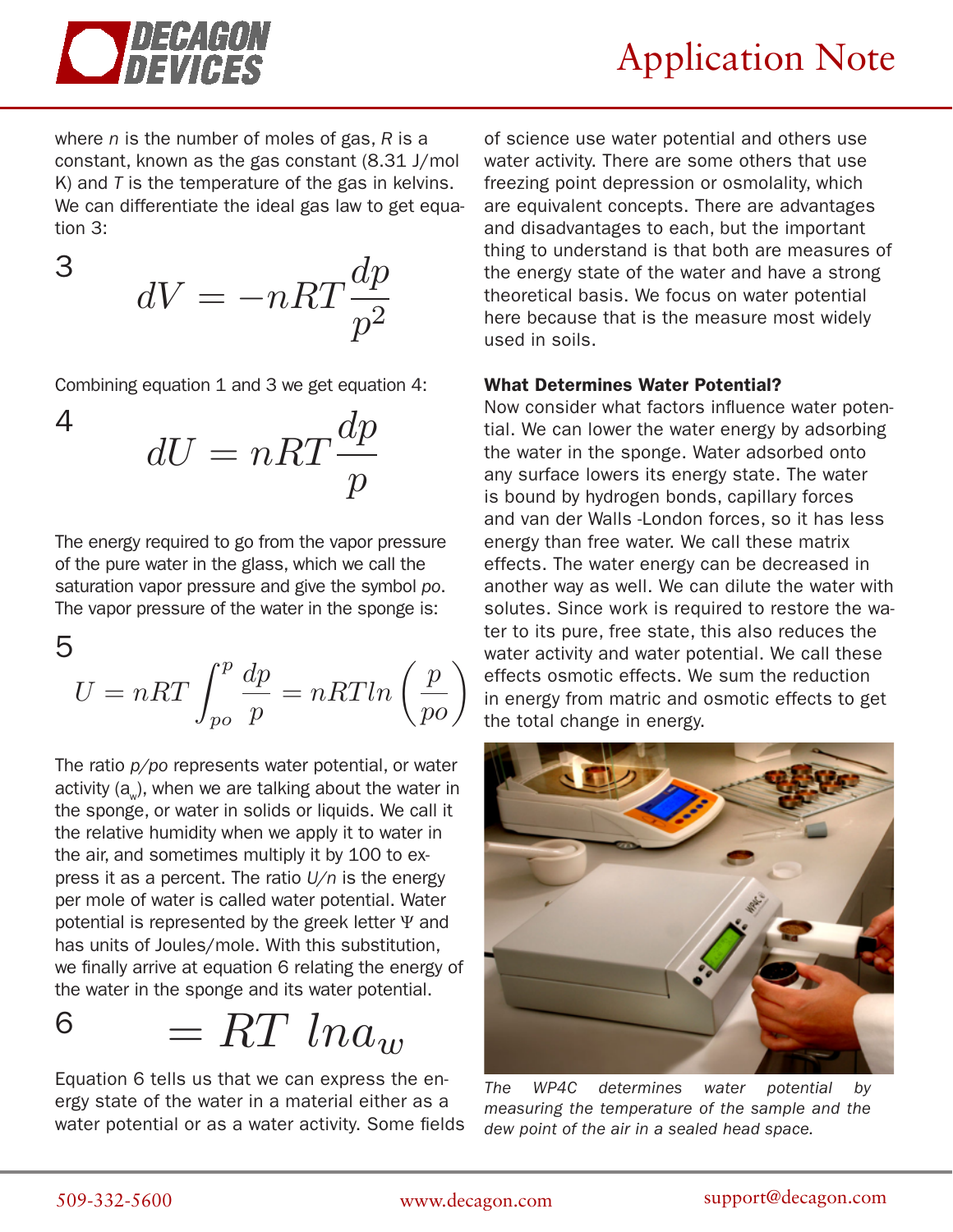where $n$ is the number of moles of gas, $R$ is a constant, known as the gas constant (8.31 J/mol K) and $T$ is the temperature of the gas in kelvins. We can differentiate the ideal gas law to get equation 3:

3
$$dV = -nRT\frac{dp}{p^2}$$

Combining equation 1 and 3 we get equation 4:

4
$$dU = nRT\frac{dp}{p}$$

The energy required to go from the vapor pressure of the pure water in the glass, which we call the saturation vapor pressure and give the symbol *po*. The vapor pressure of the water in the sponge is:

5
$$U = nRT\int_{po}^{p}\frac{dp}{p} = nRTln\left(\frac{p}{po}\right)$$

The ratio *p/po* represents water potential, or water activity ($a_w$), when we are talking about the water in the sponge, or water in solids or liquids. We call it the relative humidity when we apply it to water in the air, and sometimes multiply it by 100 to express it as a percent. The ratio *U/n* is the energy per mole of water is called water potential. Water potential is represented by the greek letter $\Psi$ and has units of Joules/mole. With this substitution, we finally arrive at equation 6 relating the energy of the water in the sponge and its water potential.

6
$$= RT\ lna_w$$

Equation 6 tells us that we can express the energy state of the water in a material either as a water potential or as a water activity. Some fields of science use water potential and others use water activity. There are some others that use freezing point depression or osmolality, which are equivalent concepts. There are advantages and disadvantages to each, but the important thing to understand is that both are measures of the energy state of the water and have a strong theoretical basis. We focus on water potential here because that is the measure most widely used in soils.

**What Determines Water Potential?**

Now consider what factors influence water potential. We can lower the water energy by adsorbing the water in the sponge. Water adsorbed onto any surface lowers its energy state. The water is bound by hydrogen bonds, capillary forces and van der Walls -London forces, so it has less energy than free water. We call these matrix effects. The water energy can be decreased in another way as well. We can dilute the water with solutes. Since work is required to restore the water to its pure, free state, this also reduces the water activity and water potential. We call these effects osmotic effects. We sum the reduction in energy from matric and osmotic effects to get the total change in energy.

*The WP4C determines water potential by measuring the temperature of the sample and the dew point of the air in a sealed head space.*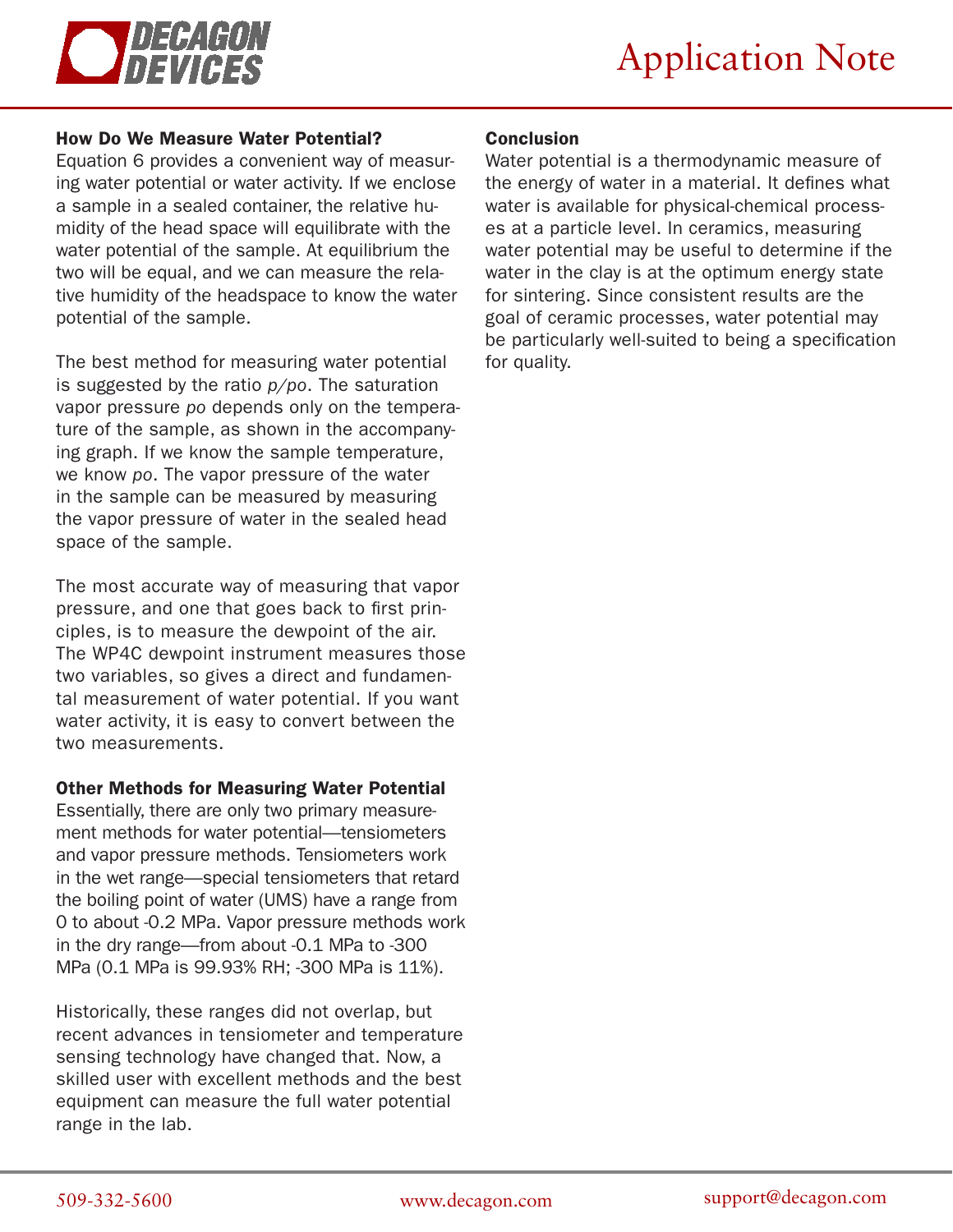## How Do We Measure Water Potential?

Equation 6 provides a convenient way of measuring water potential or water activity. If we enclose a sample in a sealed container, the relative humidity of the head space will equilibrate with the water potential of the sample. At equilibrium the two will be equal, and we can measure the relative humidity of the headspace to know the water potential of the sample.

The best method for measuring water potential is suggested by the ratio $p/po$. The saturation vapor pressure $po$ depends only on the temperature of the sample, as shown in the accompanying graph. If we know the sample temperature, we know $po$. The vapor pressure of the water in the sample can be measured by measuring the vapor pressure of water in the sealed head space of the sample.

The most accurate way of measuring that vapor pressure, and one that goes back to first principles, is to measure the dewpoint of the air. The WP4C dewpoint instrument measures those two variables, so gives a direct and fundamental measurement of water potential. If you want water activity, it is easy to convert between the two measurements.

## Other Methods for Measuring Water Potential

Essentially, there are only two primary measurement methods for water potential—tensiometers and vapor pressure methods. Tensiometers work in the wet range—special tensiometers that retard the boiling point of water (UMS) have a range from 0 to about -0.2 MPa. Vapor pressure methods work in the dry range—from about -0.1 MPa to -300 MPa (0.1 MPa is 99.93% RH; -300 MPa is 11%).

Historically, these ranges did not overlap, but recent advances in tensiometer and temperature sensing technology have changed that. Now, a skilled user with excellent methods and the best equipment can measure the full water potential range in the lab.

## Conclusion

Water potential is a thermodynamic measure of the energy of water in a material. It defines what water is available for physical-chemical processes at a particle level. In ceramics, measuring water potential may be useful to determine if the water in the clay is at the optimum energy state for sintering. Since consistent results are the goal of ceramic processes, water potential may be particularly well-suited to being a specification for quality.